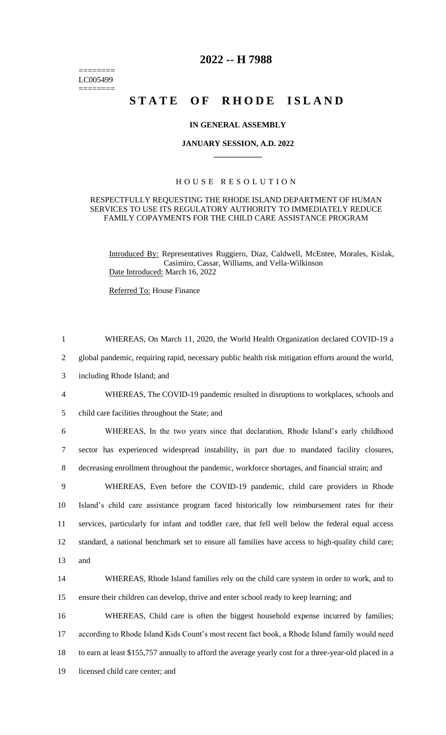========
LC005499
========

# 2022 -- H 7988

# STATE OF RHODE ISLAND

## IN GENERAL ASSEMBLY

### JANUARY SESSION, A.D. 2022

### HOUSE RESOLUTION

RESPECTFULLY REQUESTING THE RHODE ISLAND DEPARTMENT OF HUMAN SERVICES TO USE ITS REGULATORY AUTHORITY TO IMMEDIATELY REDUCE FAMILY COPAYMENTS FOR THE CHILD CARE ASSISTANCE PROGRAM

Introduced By: Representatives Ruggiero, Diaz, Caldwell, McEntee, Morales, Kislak, Casimiro, Cassar, Williams, and Vella-Wilkinson

Date Introduced: March 16, 2022

Referred To: House Finance

WHEREAS, On March 11, 2020, the World Health Organization declared COVID-19 a global pandemic, requiring rapid, necessary public health risk mitigation efforts around the world, including Rhode Island; and

WHEREAS, The COVID-19 pandemic resulted in disruptions to workplaces, schools and child care facilities throughout the State; and

WHEREAS, In the two years since that declaration, Rhode Island's early childhood sector has experienced widespread instability, in part due to mandated facility closures, decreasing enrollment throughout the pandemic, workforce shortages, and financial strain; and

WHEREAS, Even before the COVID-19 pandemic, child care providers in Rhode Island's child care assistance program faced historically low reimbursement rates for their services, particularly for infant and toddler care, that fell well below the federal equal access standard, a national benchmark set to ensure all families have access to high-quality child care; and

WHEREAS, Rhode Island families rely on the child care system in order to work, and to ensure their children can develop, thrive and enter school ready to keep learning; and

WHEREAS, Child care is often the biggest household expense incurred by families; according to Rhode Island Kids Count's most recent fact book, a Rhode Island family would need to earn at least $155,757 annually to afford the average yearly cost for a three-year-old placed in a licensed child care center; and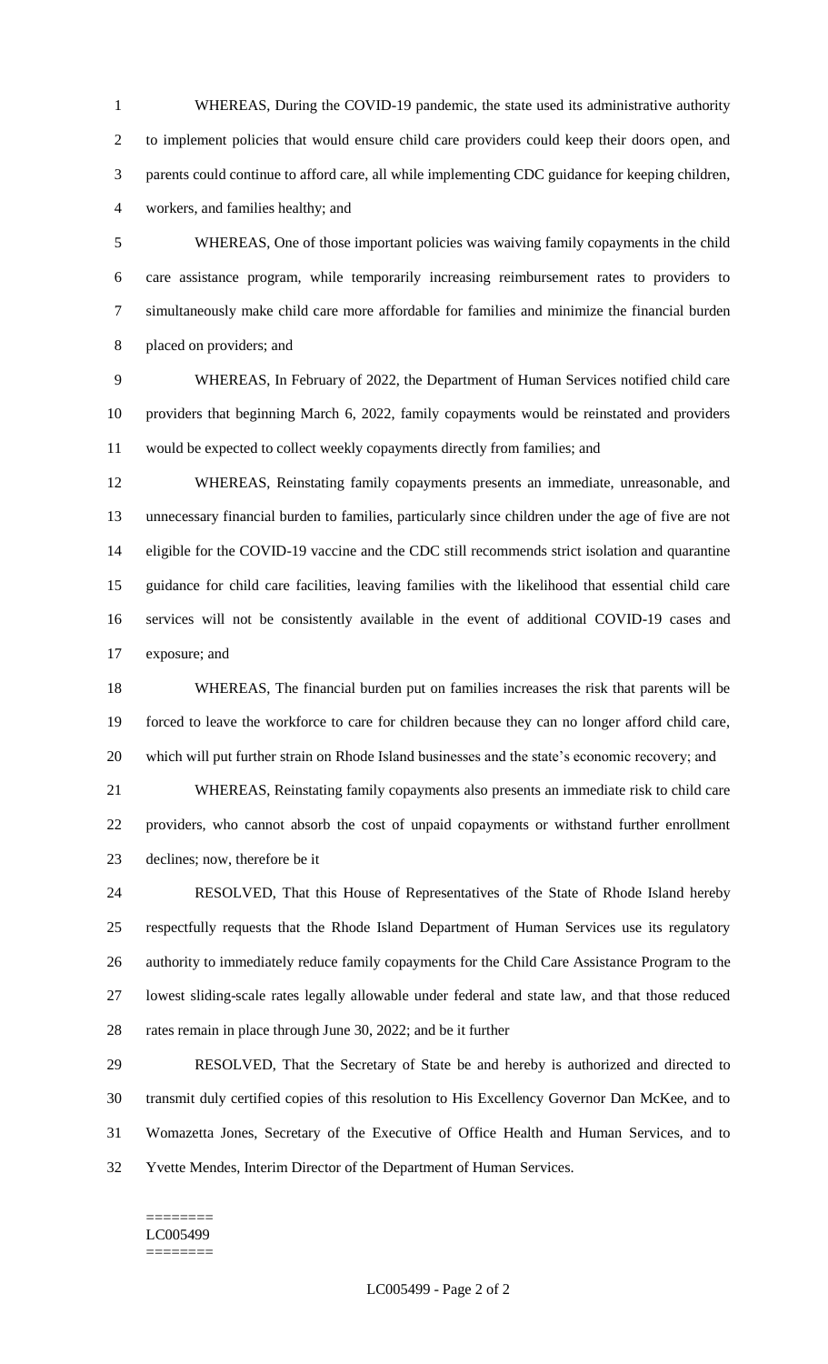WHEREAS, During the COVID-19 pandemic, the state used its administrative authority to implement policies that would ensure child care providers could keep their doors open, and parents could continue to afford care, all while implementing CDC guidance for keeping children, workers, and families healthy; and

WHEREAS, One of those important policies was waiving family copayments in the child care assistance program, while temporarily increasing reimbursement rates to providers to simultaneously make child care more affordable for families and minimize the financial burden placed on providers; and

WHEREAS, In February of 2022, the Department of Human Services notified child care providers that beginning March 6, 2022, family copayments would be reinstated and providers would be expected to collect weekly copayments directly from families; and

WHEREAS, Reinstating family copayments presents an immediate, unreasonable, and unnecessary financial burden to families, particularly since children under the age of five are not eligible for the COVID-19 vaccine and the CDC still recommends strict isolation and quarantine guidance for child care facilities, leaving families with the likelihood that essential child care services will not be consistently available in the event of additional COVID-19 cases and exposure; and

WHEREAS, The financial burden put on families increases the risk that parents will be forced to leave the workforce to care for children because they can no longer afford child care, which will put further strain on Rhode Island businesses and the state's economic recovery; and

WHEREAS, Reinstating family copayments also presents an immediate risk to child care providers, who cannot absorb the cost of unpaid copayments or withstand further enrollment declines; now, therefore be it

RESOLVED, That this House of Representatives of the State of Rhode Island hereby respectfully requests that the Rhode Island Department of Human Services use its regulatory authority to immediately reduce family copayments for the Child Care Assistance Program to the lowest sliding-scale rates legally allowable under federal and state law, and that those reduced rates remain in place through June 30, 2022; and be it further

RESOLVED, That the Secretary of State be and hereby is authorized and directed to transmit duly certified copies of this resolution to His Excellency Governor Dan McKee, and to Womazetta Jones, Secretary of the Executive of Office Health and Human Services, and to Yvette Mendes, Interim Director of the Department of Human Services.

========
LC005499
========